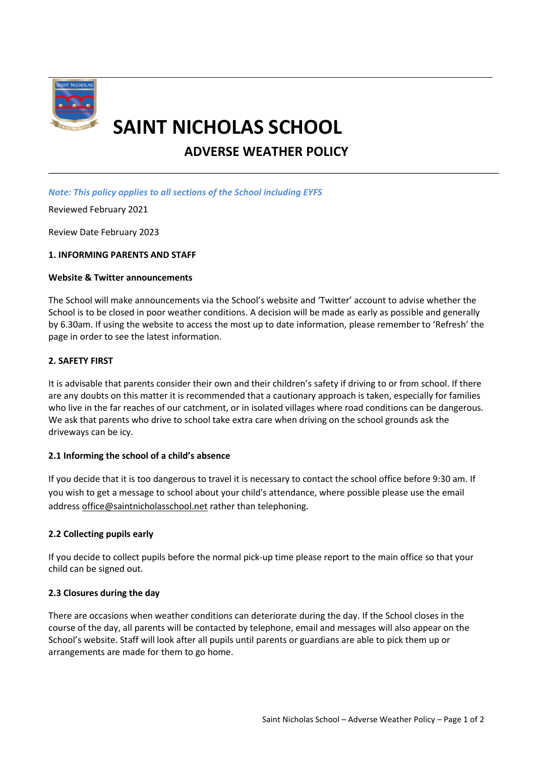# SAINT NICHOLAS SCHOOL

## ADVERSE WEATHER POLICY

*Note: This policy applies to all sections of the School including EYFS*

Reviewed February 2021

Review Date February 2023

### 1. INFORMING PARENTS AND STAFF

**Website & Twitter announcements**

The School will make announcements via the School's website and 'Twitter' account to advise whether the School is to be closed in poor weather conditions. A decision will be made as early as possible and generally by 6.30am. If using the website to access the most up to date information, please remember to 'Refresh' the page in order to see the latest information.

### 2. SAFETY FIRST

It is advisable that parents consider their own and their children's safety if driving to or from school. If there are any doubts on this matter it is recommended that a cautionary approach is taken, especially for families who live in the far reaches of our catchment, or in isolated villages where road conditions can be dangerous. We ask that parents who drive to school take extra care when driving on the school grounds ask the driveways can be icy.

#### 2.1 Informing the school of a child's absence

If you decide that it is too dangerous to travel it is necessary to contact the school office before 9:30 am. If you wish to get a message to school about your child's attendance, where possible please use the email address office@saintnicholasschool.net rather than telephoning.

#### 2.2 Collecting pupils early

If you decide to collect pupils before the normal pick-up time please report to the main office so that your child can be signed out.

#### 2.3 Closures during the day

There are occasions when weather conditions can deteriorate during the day. If the School closes in the course of the day, all parents will be contacted by telephone, email and messages will also appear on the School's website. Staff will look after all pupils until parents or guardians are able to pick them up or arrangements are made for them to go home.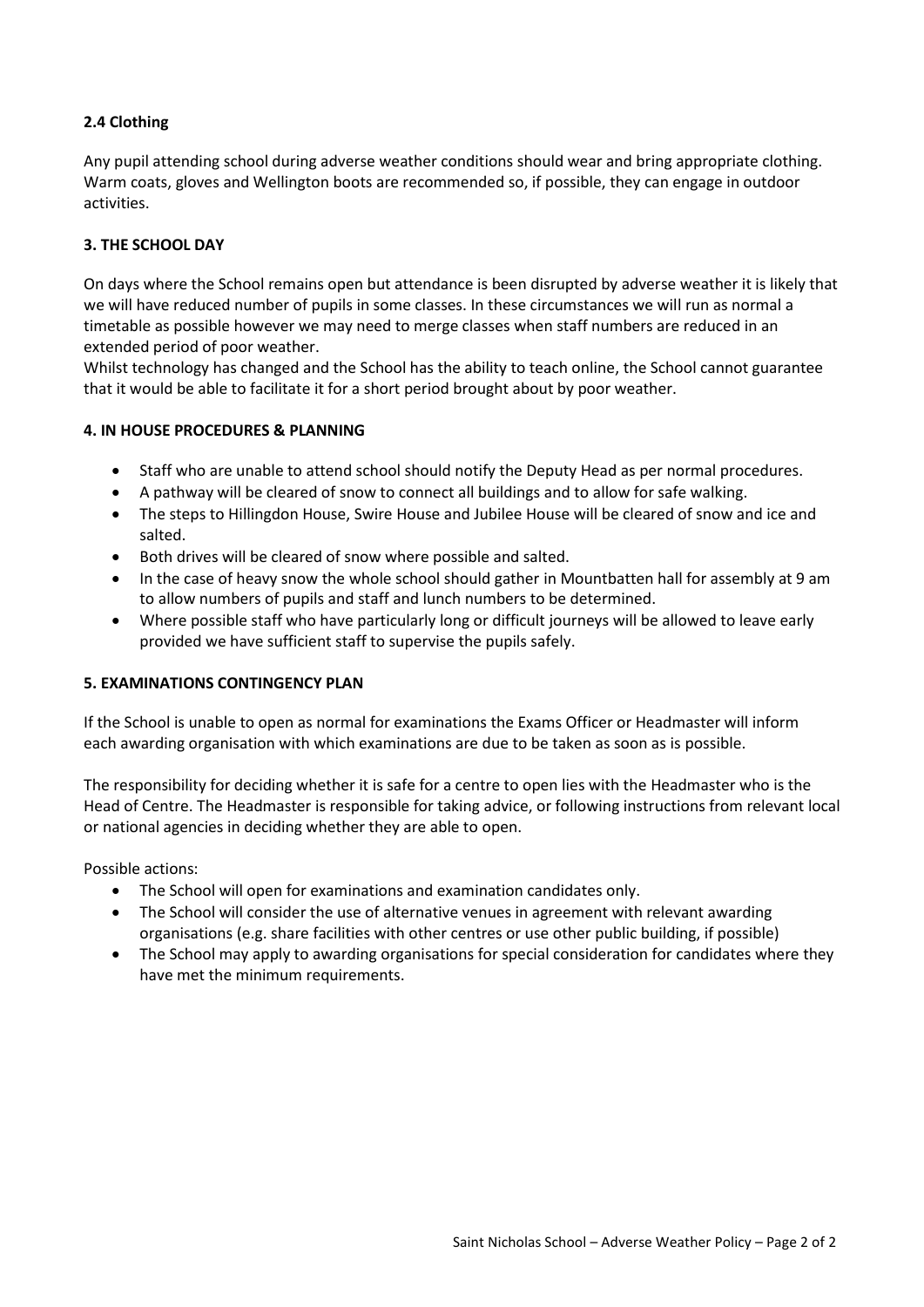**2.4 Clothing**

Any pupil attending school during adverse weather conditions should wear and bring appropriate clothing. Warm coats, gloves and Wellington boots are recommended so, if possible, they can engage in outdoor activities.

**3. THE SCHOOL DAY**

On days where the School remains open but attendance is been disrupted by adverse weather it is likely that we will have reduced number of pupils in some classes. In these circumstances we will run as normal a timetable as possible however we may need to merge classes when staff numbers are reduced in an extended period of poor weather.
Whilst technology has changed and the School has the ability to teach online, the School cannot guarantee that it would be able to facilitate it for a short period brought about by poor weather.

**4. IN HOUSE PROCEDURES & PLANNING**

- Staff who are unable to attend school should notify the Deputy Head as per normal procedures.
- A pathway will be cleared of snow to connect all buildings and to allow for safe walking.
- The steps to Hillingdon House, Swire House and Jubilee House will be cleared of snow and ice and salted.
- Both drives will be cleared of snow where possible and salted.
- In the case of heavy snow the whole school should gather in Mountbatten hall for assembly at 9 am to allow numbers of pupils and staff and lunch numbers to be determined.
- Where possible staff who have particularly long or difficult journeys will be allowed to leave early provided we have sufficient staff to supervise the pupils safely.

**5. EXAMINATIONS CONTINGENCY PLAN**

If the School is unable to open as normal for examinations the Exams Officer or Headmaster will inform each awarding organisation with which examinations are due to be taken as soon as is possible.

The responsibility for deciding whether it is safe for a centre to open lies with the Headmaster who is the Head of Centre. The Headmaster is responsible for taking advice, or following instructions from relevant local or national agencies in deciding whether they are able to open.

Possible actions:

- The School will open for examinations and examination candidates only.
- The School will consider the use of alternative venues in agreement with relevant awarding organisations (e.g. share facilities with other centres or use other public building, if possible)
- The School may apply to awarding organisations for special consideration for candidates where they have met the minimum requirements.